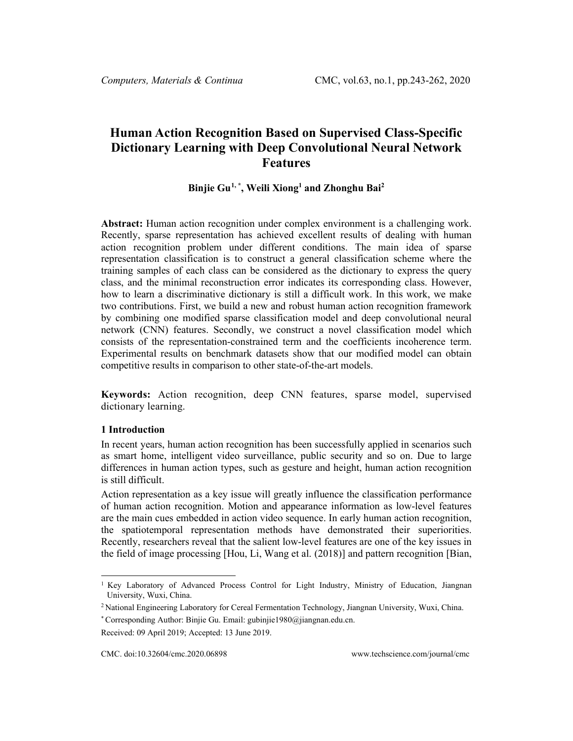# Human Action Recognition Based on Supervised Class-Specific Dictionary Learning with Deep Convolutional Neural Network Features

**Binjie Gu[1, *], Weili Xiong[1] and Zhonghu Bai[2]**

**Abstract:** Human action recognition under complex environment is a challenging work. Recently, sparse representation has achieved excellent results of dealing with human action recognition problem under different conditions. The main idea of sparse representation classification is to construct a general classification scheme where the training samples of each class can be considered as the dictionary to express the query class, and the minimal reconstruction error indicates its corresponding class. However, how to learn a discriminative dictionary is still a difficult work. In this work, we make two contributions. First, we build a new and robust human action recognition framework by combining one modified sparse classification model and deep convolutional neural network (CNN) features. Secondly, we construct a novel classification model which consists of the representation-constrained term and the coefficients incoherence term. Experimental results on benchmark datasets show that our modified model can obtain competitive results in comparison to other state-of-the-art models.

**Keywords:** Action recognition, deep CNN features, sparse model, supervised dictionary learning.

## 1 Introduction

In recent years, human action recognition has been successfully applied in scenarios such as smart home, intelligent video surveillance, public security and so on. Due to large differences in human action types, such as gesture and height, human action recognition is still difficult.

Action representation as a key issue will greatly influence the classification performance of human action recognition. Motion and appearance information as low-level features are the main cues embedded in action video sequence. In early human action recognition, the spatiotemporal representation methods have demonstrated their superiorities. Recently, researchers reveal that the salient low-level features are one of the key issues in the field of image processing [Hou, Li, Wang et al. (2018)] and pattern recognition [Bian,

---

[1] Key Laboratory of Advanced Process Control for Light Industry, Ministry of Education, Jiangnan University, Wuxi, China.

[2] National Engineering Laboratory for Cereal Fermentation Technology, Jiangnan University, Wuxi, China.

[*] Corresponding Author: Binjie Gu. Email: gubinjie1980@jiangnan.edu.cn.

Received: 09 April 2019; Accepted: 13 June 2019.

CMC. doi:10.32604/cmc.2020.06898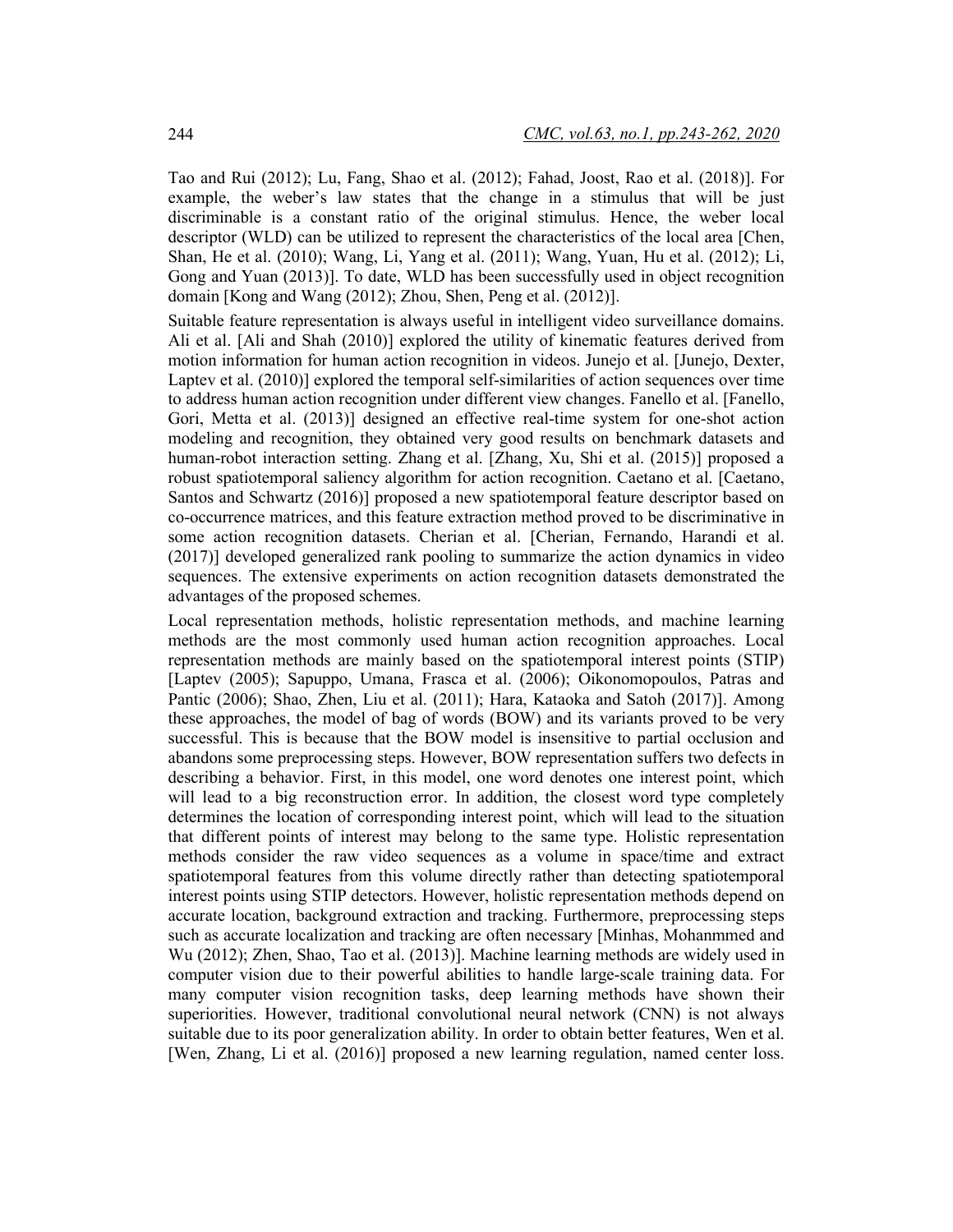Tao and Rui (2012); Lu, Fang, Shao et al. (2012); Fahad, Joost, Rao et al. (2018)]. For example, the weber's law states that the change in a stimulus that will be just discriminable is a constant ratio of the original stimulus. Hence, the weber local descriptor (WLD) can be utilized to represent the characteristics of the local area [Chen, Shan, He et al. (2010); Wang, Li, Yang et al. (2011); Wang, Yuan, Hu et al. (2012); Li, Gong and Yuan (2013)]. To date, WLD has been successfully used in object recognition domain [Kong and Wang (2012); Zhou, Shen, Peng et al. (2012)].

Suitable feature representation is always useful in intelligent video surveillance domains. Ali et al. [Ali and Shah (2010)] explored the utility of kinematic features derived from motion information for human action recognition in videos. Junejo et al. [Junejo, Dexter, Laptev et al. (2010)] explored the temporal self-similarities of action sequences over time to address human action recognition under different view changes. Fanello et al. [Fanello, Gori, Metta et al. (2013)] designed an effective real-time system for one-shot action modeling and recognition, they obtained very good results on benchmark datasets and human-robot interaction setting. Zhang et al. [Zhang, Xu, Shi et al. (2015)] proposed a robust spatiotemporal saliency algorithm for action recognition. Caetano et al. [Caetano, Santos and Schwartz (2016)] proposed a new spatiotemporal feature descriptor based on co-occurrence matrices, and this feature extraction method proved to be discriminative in some action recognition datasets. Cherian et al. [Cherian, Fernando, Harandi et al. (2017)] developed generalized rank pooling to summarize the action dynamics in video sequences. The extensive experiments on action recognition datasets demonstrated the advantages of the proposed schemes.

Local representation methods, holistic representation methods, and machine learning methods are the most commonly used human action recognition approaches. Local representation methods are mainly based on the spatiotemporal interest points (STIP) [Laptev (2005); Sapuppo, Umana, Frasca et al. (2006); Oikonomopoulos, Patras and Pantic (2006); Shao, Zhen, Liu et al. (2011); Hara, Kataoka and Satoh (2017)]. Among these approaches, the model of bag of words (BOW) and its variants proved to be very successful. This is because that the BOW model is insensitive to partial occlusion and abandons some preprocessing steps. However, BOW representation suffers two defects in describing a behavior. First, in this model, one word denotes one interest point, which will lead to a big reconstruction error. In addition, the closest word type completely determines the location of corresponding interest point, which will lead to the situation that different points of interest may belong to the same type. Holistic representation methods consider the raw video sequences as a volume in space/time and extract spatiotemporal features from this volume directly rather than detecting spatiotemporal interest points using STIP detectors. However, holistic representation methods depend on accurate location, background extraction and tracking. Furthermore, preprocessing steps such as accurate localization and tracking are often necessary [Minhas, Mohanmmed and Wu (2012); Zhen, Shao, Tao et al. (2013)]. Machine learning methods are widely used in computer vision due to their powerful abilities to handle large-scale training data. For many computer vision recognition tasks, deep learning methods have shown their superiorities. However, traditional convolutional neural network (CNN) is not always suitable due to its poor generalization ability. In order to obtain better features, Wen et al. [Wen, Zhang, Li et al. (2016)] proposed a new learning regulation, named center loss.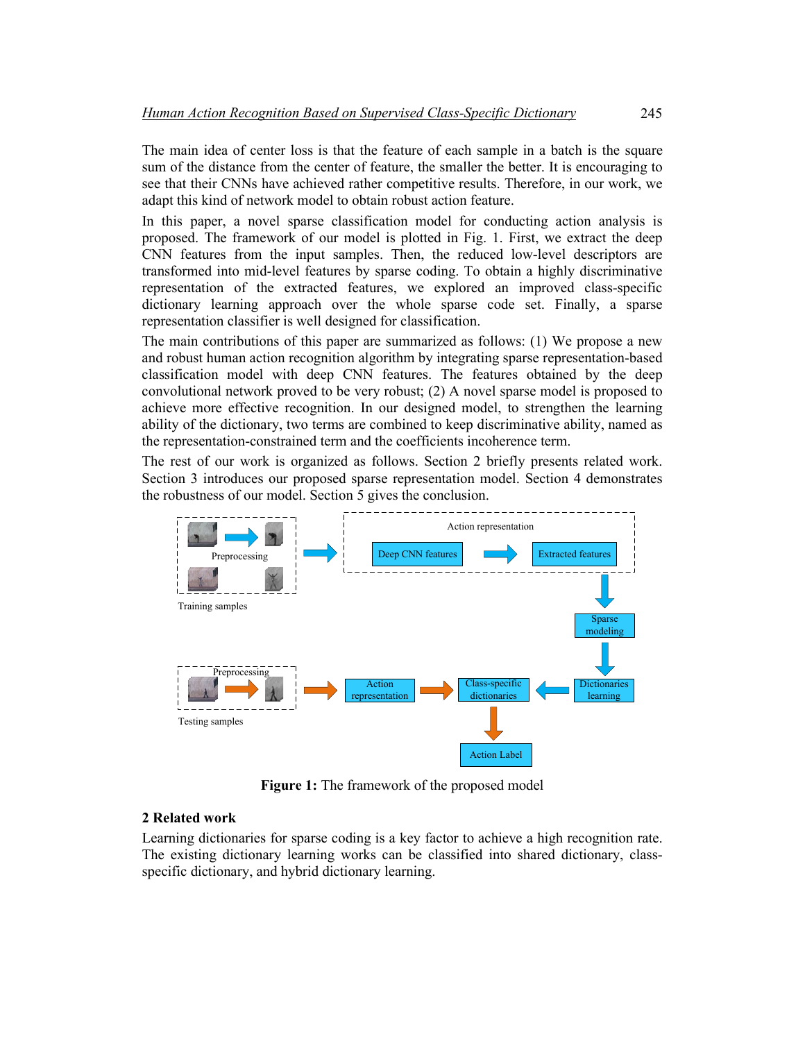The main idea of center loss is that the feature of each sample in a batch is the square sum of the distance from the center of feature, the smaller the better. It is encouraging to see that their CNNs have achieved rather competitive results. Therefore, in our work, we adapt this kind of network model to obtain robust action feature.

In this paper, a novel sparse classification model for conducting action analysis is proposed. The framework of our model is plotted in Fig. 1. First, we extract the deep CNN features from the input samples. Then, the reduced low-level descriptors are transformed into mid-level features by sparse coding. To obtain a highly discriminative representation of the extracted features, we explored an improved class-specific dictionary learning approach over the whole sparse code set. Finally, a sparse representation classifier is well designed for classification.

The main contributions of this paper are summarized as follows: (1) We propose a new and robust human action recognition algorithm by integrating sparse representation-based classification model with deep CNN features. The features obtained by the deep convolutional network proved to be very robust; (2) A novel sparse model is proposed to achieve more effective recognition. In our designed model, to strengthen the learning ability of the dictionary, two terms are combined to keep discriminative ability, named as the representation-constrained term and the coefficients incoherence term.

The rest of our work is organized as follows. Section 2 briefly presents related work. Section 3 introduces our proposed sparse representation model. Section 4 demonstrates the robustness of our model. Section 5 gives the conclusion.

**Figure 1:** The framework of the proposed model

## 2 Related work

Learning dictionaries for sparse coding is a key factor to achieve a high recognition rate. The existing dictionary learning works can be classified into shared dictionary, class-specific dictionary, and hybrid dictionary learning.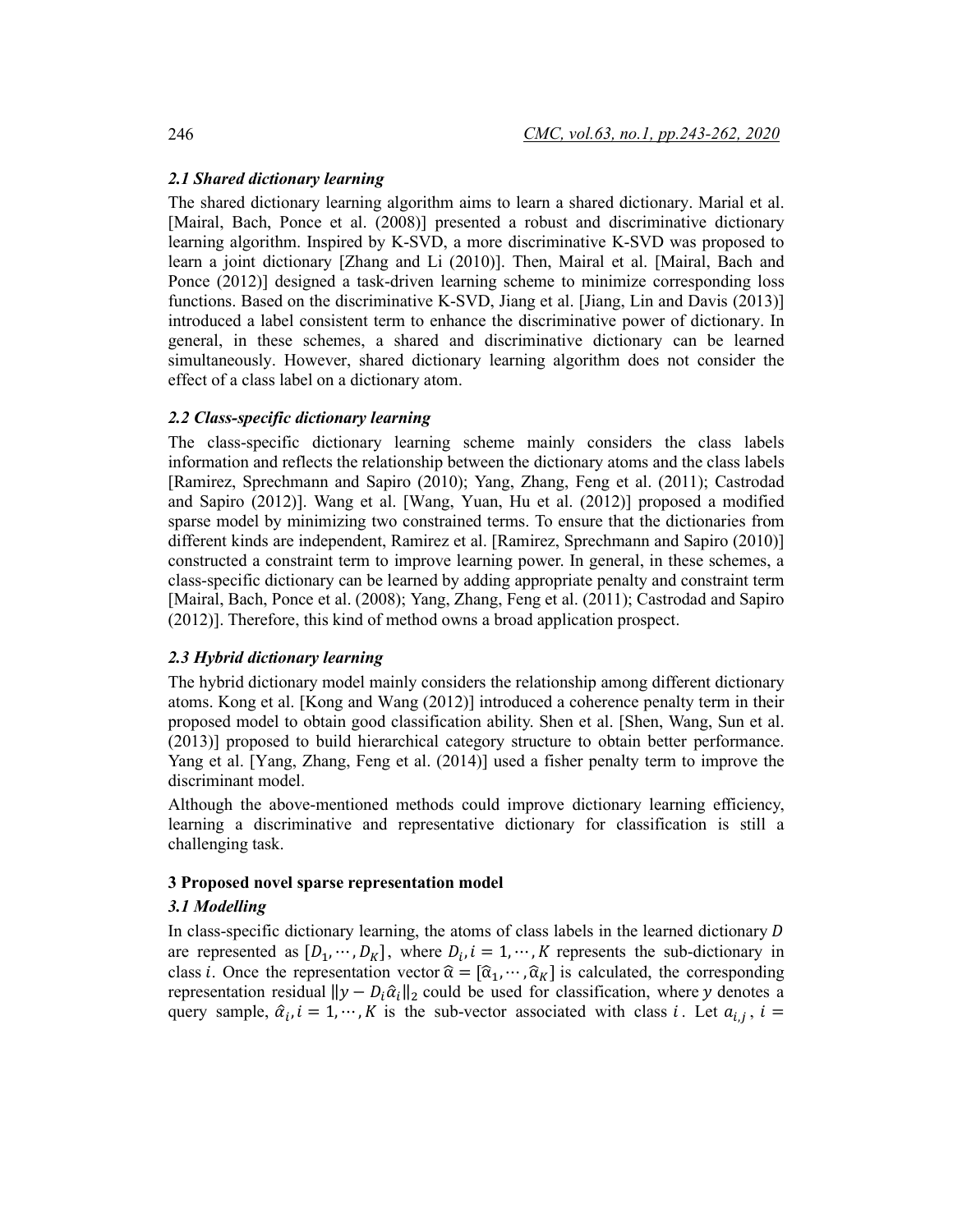### *2.1 Shared dictionary learning*

The shared dictionary learning algorithm aims to learn a shared dictionary. Marial et al. [Mairal, Bach, Ponce et al. (2008)] presented a robust and discriminative dictionary learning algorithm. Inspired by K-SVD, a more discriminative K-SVD was proposed to learn a joint dictionary [Zhang and Li (2010)]. Then, Mairal et al. [Mairal, Bach and Ponce (2012)] designed a task-driven learning scheme to minimize corresponding loss functions. Based on the discriminative K-SVD, Jiang et al. [Jiang, Lin and Davis (2013)] introduced a label consistent term to enhance the discriminative power of dictionary. In general, in these schemes, a shared and discriminative dictionary can be learned simultaneously. However, shared dictionary learning algorithm does not consider the effect of a class label on a dictionary atom.

### *2.2 Class-specific dictionary learning*

The class-specific dictionary learning scheme mainly considers the class labels information and reflects the relationship between the dictionary atoms and the class labels [Ramirez, Sprechmann and Sapiro (2010); Yang, Zhang, Feng et al. (2011); Castrodad and Sapiro (2012)]. Wang et al. [Wang, Yuan, Hu et al. (2012)] proposed a modified sparse model by minimizing two constrained terms. To ensure that the dictionaries from different kinds are independent, Ramirez et al. [Ramirez, Sprechmann and Sapiro (2010)] constructed a constraint term to improve learning power. In general, in these schemes, a class-specific dictionary can be learned by adding appropriate penalty and constraint term [Mairal, Bach, Ponce et al. (2008); Yang, Zhang, Feng et al. (2011); Castrodad and Sapiro (2012)]. Therefore, this kind of method owns a broad application prospect.

### *2.3 Hybrid dictionary learning*

The hybrid dictionary model mainly considers the relationship among different dictionary atoms. Kong et al. [Kong and Wang (2012)] introduced a coherence penalty term in their proposed model to obtain good classification ability. Shen et al. [Shen, Wang, Sun et al. (2013)] proposed to build hierarchical category structure to obtain better performance. Yang et al. [Yang, Zhang, Feng et al. (2014)] used a fisher penalty term to improve the discriminant model.

Although the above-mentioned methods could improve dictionary learning efficiency, learning a discriminative and representative dictionary for classification is still a challenging task.

## 3 Proposed novel sparse representation model

### *3.1 Modelling*

In class-specific dictionary learning, the atoms of class labels in the learned dictionary $D$ are represented as $[D_1, \cdots, D_K]$, where $D_i, i = 1, \cdots, K$ represents the sub-dictionary in class $i$. Once the representation vector $\widehat{\alpha} = [\widehat{\alpha}_1, \cdots, \widehat{\alpha}_K]$ is calculated, the corresponding representation residual $\|y - D_i \hat{\alpha}_i\|_2$ could be used for classification, where $y$ denotes a query sample, $\hat{\alpha}_i, i = 1, \cdots, K$ is the sub-vector associated with class $i$. Let $a_{i,j}$, $i =$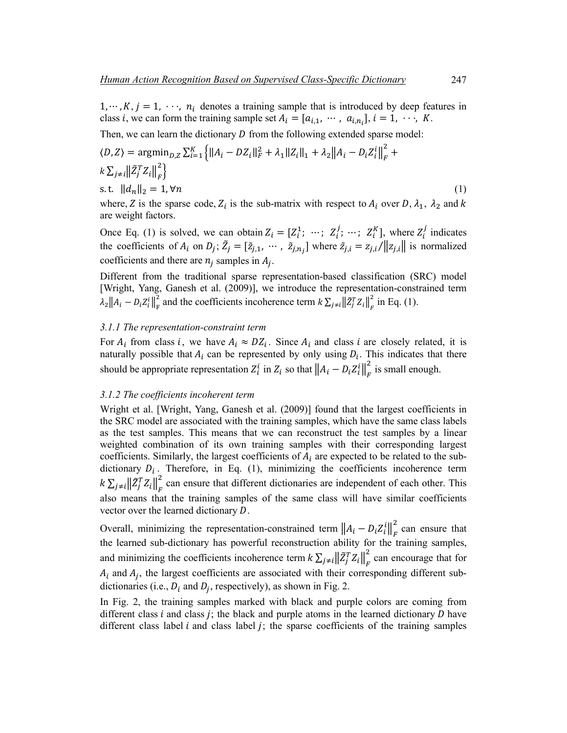$1, \cdots, K, j = 1, \cdots, n_i$ denotes a training sample that is introduced by deep features in class $i$, we can form the training sample set $A_i = [a_{i,1}, \cdots, a_{i,n_i}], i = 1, \cdots, K$.

Then, we can learn the dictionary $D$ from the following extended sparse model:

$$\langle D, Z \rangle = \operatorname{argmin}_{D,Z} \sum_{i=1}^{K} \left\{ \|A_i - DZ_i\|_F^2 + \lambda_1 \|Z_i\|_1 + \lambda_2 \left\|A_i - D_i Z_i^i\right\|_F^2 + k \sum_{j \neq i} \left\|\tilde{Z}_j^T Z_i\right\|_F^2 \right\}$$

$$\text{s.t. } \|d_n\|_2 = 1, \forall n \tag{1}$$

where, $Z$ is the sparse code, $Z_i$ is the sub-matrix with respect to $A_i$ over $D$, $\lambda_1$, $\lambda_2$ and $k$ are weight factors.

Once Eq. (1) is solved, we can obtain $Z_i = [Z_i^1; \cdots; Z_i^j; \cdots; Z_i^K]$, where $Z_i^j$ indicates the coefficients of $A_i$ on $D_j$; $\tilde{Z}_j = [\tilde{z}_{j,1}, \cdots, \tilde{z}_{j,n_j}]$ where $\tilde{z}_{j,i} = z_{j,i}/\left\|z_{j,i}\right\|$ is normalized coefficients and there are $n_j$ samples in $A_j$.

Different from the traditional sparse representation-based classification (SRC) model [Wright, Yang, Ganesh et al. (2009)], we introduce the representation-constrained term $\lambda_2 \left\|A_i - D_i Z_i^i\right\|_F^2$ and the coefficients incoherence term $k \sum_{j \neq i} \left\|\tilde{Z}_j^T Z_i\right\|_F^2$ in Eq. (1).

#### *3.1.1 The representation-constraint term*

For $A_i$ from class $i$, we have $A_i \approx DZ_i$. Since $A_i$ and class $i$ are closely related, it is naturally possible that $A_i$ can be represented by only using $D_i$. This indicates that there should be appropriate representation $Z_i^i$ in $Z_i$ so that $\left\|A_i - D_i Z_i^i\right\|_F^2$ is small enough.

#### *3.1.2 The coefficients incoherent term*

Wright et al. [Wright, Yang, Ganesh et al. (2009)] found that the largest coefficients in the SRC model are associated with the training samples, which have the same class labels as the test samples. This means that we can reconstruct the test samples by a linear weighted combination of its own training samples with their corresponding largest coefficients. Similarly, the largest coefficients of $A_i$ are expected to be related to the sub-dictionary $D_i$. Therefore, in Eq. (1), minimizing the coefficients incoherence term $k \sum_{j \neq i} \left\|\tilde{Z}_j^T Z_i\right\|_F^2$ can ensure that different dictionaries are independent of each other. This also means that the training samples of the same class will have similar coefficients vector over the learned dictionary $D$.

Overall, minimizing the representation-constrained term $\left\|A_i - D_i Z_i^i\right\|_F^2$ can ensure that the learned sub-dictionary has powerful reconstruction ability for the training samples, and minimizing the coefficients incoherence term $k \sum_{j \neq i} \left\|\tilde{Z}_j^T Z_i\right\|_F^2$ can encourage that for $A_i$ and $A_j$, the largest coefficients are associated with their corresponding different sub-dictionaries (i.e., $D_i$ and $D_j$, respectively), as shown in Fig. 2.

In Fig. 2, the training samples marked with black and purple colors are coming from different class $i$ and class $j$; the black and purple atoms in the learned dictionary $D$ have different class label $i$ and class label $j$; the sparse coefficients of the training samples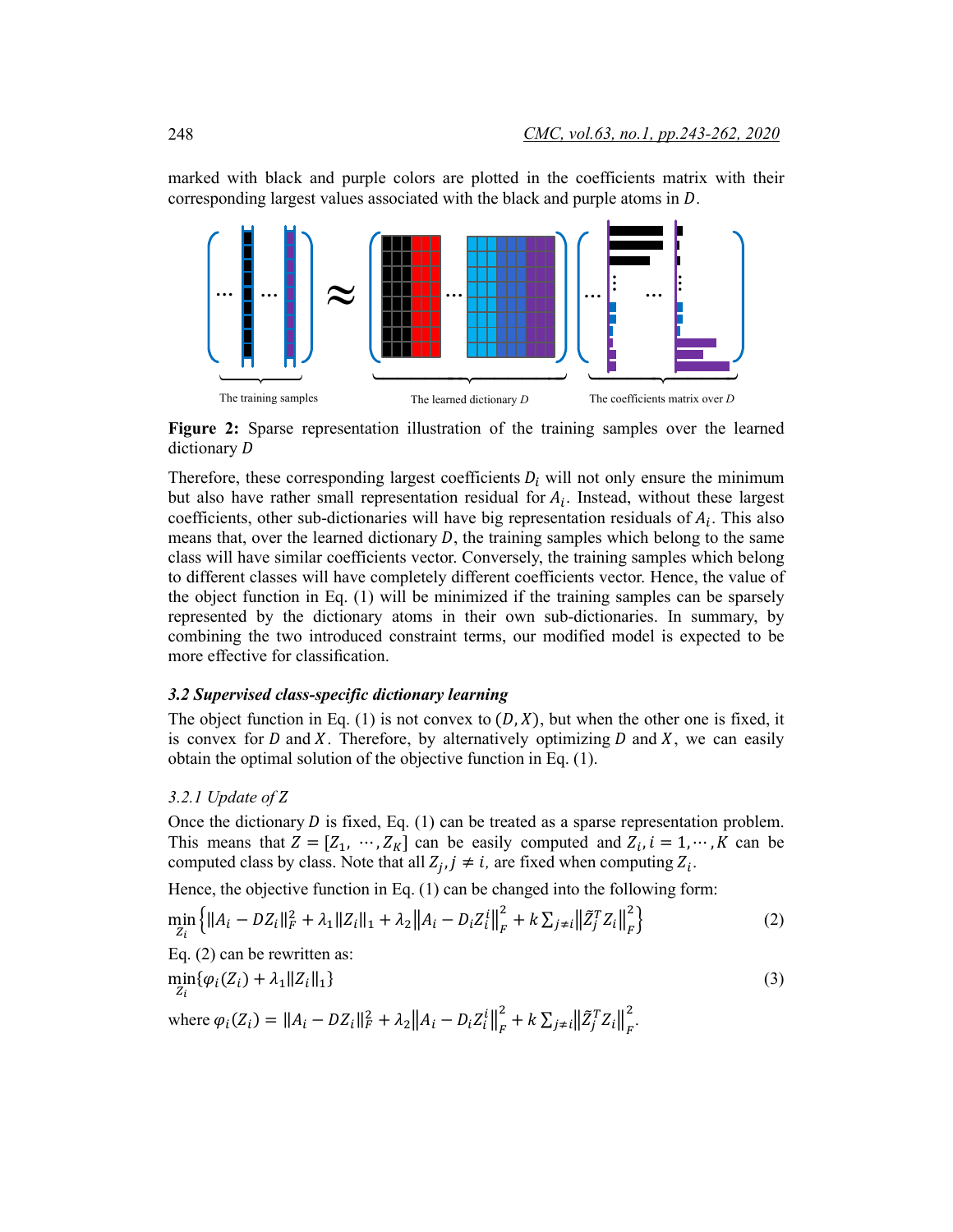marked with black and purple colors are plotted in the coefficients matrix with their corresponding largest values associated with the black and purple atoms in $D$.

The training samples | The learned dictionary $D$ | The coefficients matrix over $D$

**Figure 2:** Sparse representation illustration of the training samples over the learned dictionary $D$

Therefore, these corresponding largest coefficients $D_i$ will not only ensure the minimum but also have rather small representation residual for $A_i$. Instead, without these largest coefficients, other sub-dictionaries will have big representation residuals of $A_i$. This also means that, over the learned dictionary $D$, the training samples which belong to the same class will have similar coefficients vector. Conversely, the training samples which belong to different classes will have completely different coefficients vector. Hence, the value of the object function in Eq. (1) will be minimized if the training samples can be sparsely represented by the dictionary atoms in their own sub-dictionaries. In summary, by combining the two introduced constraint terms, our modified model is expected to be more effective for classification.

### *3.2 Supervised class-specific dictionary learning*

The object function in Eq. (1) is not convex to $(D, X)$, but when the other one is fixed, it is convex for $D$ and $X$. Therefore, by alternatively optimizing $D$ and $X$, we can easily obtain the optimal solution of the objective function in Eq. (1).

#### *3.2.1 Update of Z*

Once the dictionary $D$ is fixed, Eq. (1) can be treated as a sparse representation problem. This means that $Z = [Z_1, \cdots, Z_K]$ can be easily computed and $Z_i, i = 1, \cdots, K$ can be computed class by class. Note that all $Z_j, j \neq i,$ are fixed when computing $Z_i$.

Hence, the objective function in Eq. (1) can be changed into the following form:

$$\min_{Z_i}\left\{\|A_i - DZ_i\|_F^2 + \lambda_1\|Z_i\|_1 + \lambda_2\left\|A_i - D_i Z_i^i\right\|_F^2 + k\sum_{j\neq i}\left\|\tilde{Z}_j^T Z_i\right\|_F^2\right\} \tag{2}$$

Eq. (2) can be rewritten as:

$$\min_{Z_i}\{\varphi_i(Z_i) + \lambda_1\|Z_i\|_1\} \tag{3}$$

where $\varphi_i(Z_i) = \|A_i - DZ_i\|_F^2 + \lambda_2\left\|A_i - D_i Z_i^i\right\|_F^2 + k\sum_{j\neq i}\left\|\tilde{Z}_j^T Z_i\right\|_F^2$.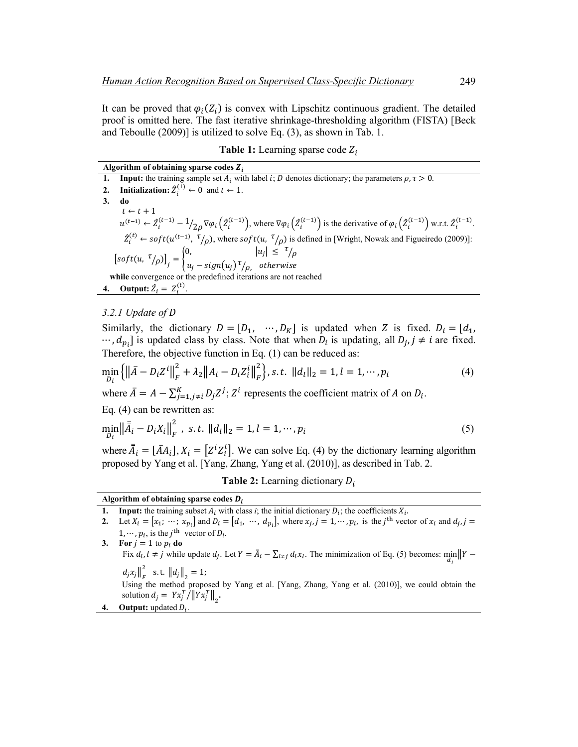It can be proved that $\varphi_i(Z_i)$ is convex with Lipschitz continuous gradient. The detailed proof is omitted here. The fast iterative shrinkage-thresholding algorithm (FISTA) [Beck and Teboulle (2009)] is utilized to solve Eq. (3), as shown in Tab. 1.

**Table 1:** Learning sparse code $Z_i$

| **Algorithm of obtaining sparse codes $Z_i$** |
|---|
| **1. Input:** the training sample set $A_i$ with label $i$; $D$ denotes dictionary; the parameters $\rho, \tau > 0$. |
| **2. Initialization:** $\hat{Z}_i^{(1)} \leftarrow 0$ and $t \leftarrow 1$. |
| **3. do** |
| $t \leftarrow t+1$ |
| $u^{(t-1)} \leftarrow \hat{Z}_i^{(t-1)} - {}^{1}/_{2\rho} \nabla\varphi_i\left(\hat{Z}_i^{(t-1)}\right)$, where $\nabla\varphi_i\left(\hat{Z}_i^{(t-1)}\right)$ is the derivative of $\varphi_i\left(\hat{Z}_i^{(t-1)}\right)$ w.r.t. $\hat{Z}_i^{(t-1)}$. |
| $\hat{Z}_i^{(t)} \leftarrow soft(u^{(t-1)}, {}^{\tau}/_{\rho})$, where $soft(u, {}^{\tau}/_{\rho})$ is defined in [Wright, Nowak and Figueiredo (2009)]: |
| $\left[soft(u, {}^{\tau}/_{\rho})\right]_j = \begin{cases} 0, & \lvert u_j \rvert \leq {}^{\tau}/_{\rho} \\ u_j - sign(u_j)\,{}^{\tau}/_{\rho}, & otherwise \end{cases}$ |
| **while** convergence or the predefined iterations are not reached |
| **4. Output:** $\hat{Z}_i = Z_i^{(t)}$. |

*3.2.1 Update of D*

Similarly, the dictionary $D = [D_1, \ \cdots, D_K]$ is updated when $Z$ is fixed. $D_i = [d_1, \cdots, d_{p_i}]$ is updated class by class. Note that when $D_i$ is updating, all $D_j, j \neq i$ are fixed. Therefore, the objective function in Eq. (1) can be reduced as:

$$\min_{D_i} \left\{ \left\| \bar{A} - D_i Z^i \right\|_F^2 + \lambda_2 \left\| A_i - D_i Z_i^i \right\|_F^2 \right\}, s.t. \ \|d_l\|_2 = 1, l = 1, \cdots, p_i \tag{4}$$

where $\bar{A} = A - \sum_{j=1, j\neq i}^{K} D_j Z^j$; $Z^i$ represents the coefficient matrix of $A$ on $D_i$.

Eq. (4) can be rewritten as:

$$\min_{D_i} \left\| \bar{\bar{A}}_i - D_i X_i \right\|_F^2, \ s.t. \ \|d_l\|_2 = 1, l = 1, \cdots, p_i \tag{5}$$

where $\bar{\bar{A}}_i = [\bar{A} A_i], X_i = \left[Z^i Z_i^i\right]$. We can solve Eq. (4) by the dictionary learning algorithm proposed by Yang et al. [Yang, Zhang, Yang et al. (2010)], as described in Tab. 2.

**Table 2:** Learning dictionary $D_i$

| **Algorithm of obtaining sparse codes $D_i$** |
|---|
| **1. Input:** the training subset $A_i$ with class $i$; the initial dictionary $D_i$; the coefficients $X_i$. |
| **2.** Let $X_i = [x_1; \ \cdots; \ x_{p_i}]$ and $D_i = [d_1, \ \cdots, \ d_{p_i}]$, where $x_j, j = 1, \cdots, p_i$, is the $j^{\text{th}}$ vector of $x_i$ and $d_j, j = 1, \cdots, p_i$, is the $j^{\text{th}}$ vector of $D_i$. |
| **3. For** $j = 1$ to $p_i$ **do** |
| Fix $d_l, l \neq j$ while update $d_j$. Let $Y = \bar{\bar{A}}_i - \sum_{l\neq j} d_l x_l$. The minimization of Eq. (5) becomes: $\min_{d_j} \left\| Y - d_j x_j \right\|_F^2$ s.t. $\left\| d_j \right\|_2 = 1$; |
| Using the method proposed by Yang et al. [Yang, Zhang, Yang et al. (2010)], we could obtain the solution $d_j = Y x_j^T / \left\| Y x_j^T \right\|_2$. |
| **4. Output:** updated $D_i$. |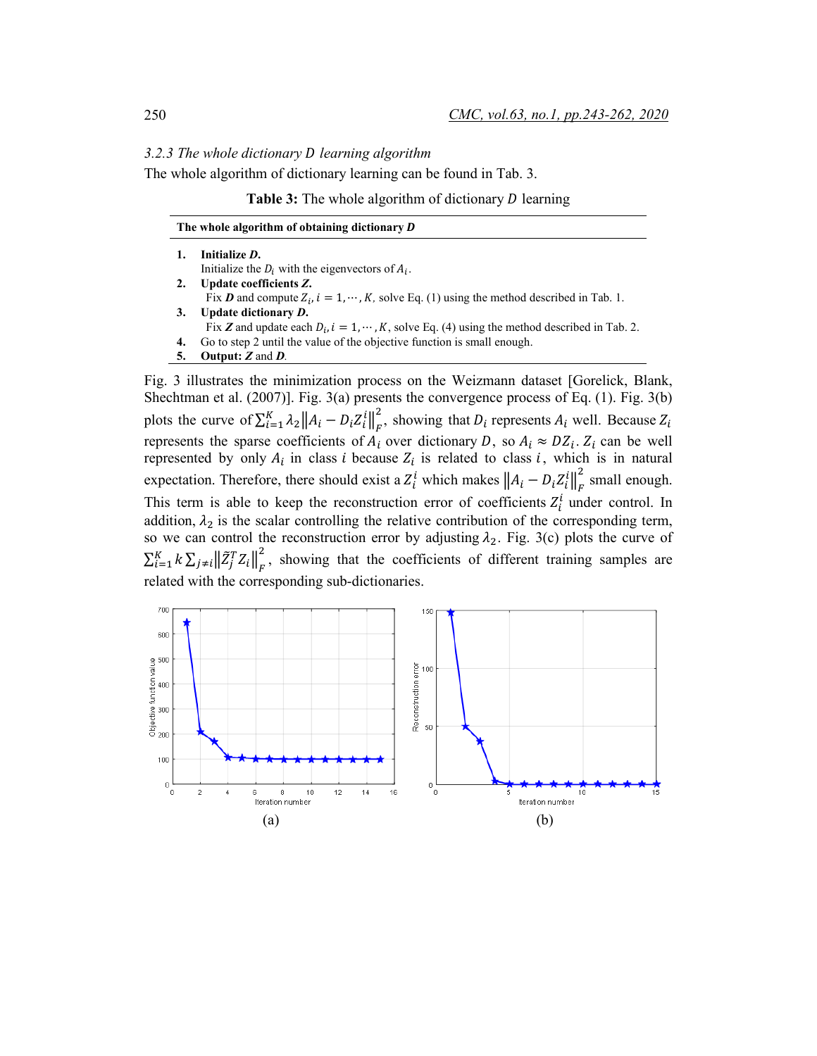### 3.2.3 The whole dictionary $D$ learning algorithm

The whole algorithm of dictionary learning can be found in Tab. 3.

**Table 3:** The whole algorithm of dictionary $D$ learning

| **The whole algorithm of obtaining dictionary *D*** |
|---|
| **1. Initialize *D*.** Initialize the $D_i$ with the eigenvectors of $A_i$. |
| **2. Update coefficients *Z*.** Fix $\boldsymbol{D}$ and compute $Z_i, i = 1, \cdots, K,$ solve Eq. (1) using the method described in Tab. 1. |
| **3. Update dictionary *D*.** Fix $\boldsymbol{Z}$ and update each $D_i, i = 1, \cdots, K$, solve Eq. (4) using the method described in Tab. 2. |
| **4.** Go to step 2 until the value of the objective function is small enough. |
| **5. Output:** $\boldsymbol{Z}$ and $\boldsymbol{D}$. |

Fig. 3 illustrates the minimization process on the Weizmann dataset [Gorelick, Blank, Shechtman et al. (2007)]. Fig. 3(a) presents the convergence process of Eq. (1). Fig. 3(b) plots the curve of $\sum_{i=1}^{K} \lambda_2 \left\| A_i - D_i Z_i^i \right\|_F^2$, showing that $D_i$ represents $A_i$ well. Because $Z_i$ represents the sparse coefficients of $A_i$ over dictionary $D$, so $A_i \approx D Z_i$. $Z_i$ can be well represented by only $A_i$ in class $i$ because $Z_i$ is related to class $i$, which is in natural expectation. Therefore, there should exist a $Z_i^i$ which makes $\left\| A_i - D_i Z_i^i \right\|_F^2$ small enough. This term is able to keep the reconstruction error of coefficients $Z_i^i$ under control. In addition, $\lambda_2$ is the scalar controlling the relative contribution of the corresponding term, so we can control the reconstruction error by adjusting $\lambda_2$. Fig. 3(c) plots the curve of $\sum_{i=1}^{K} k \sum_{j \neq i} \left\| \tilde{Z}_j^T Z_i \right\|_F^2$, showing that the coefficients of different training samples are related with the corresponding sub-dictionaries.

(a) (b)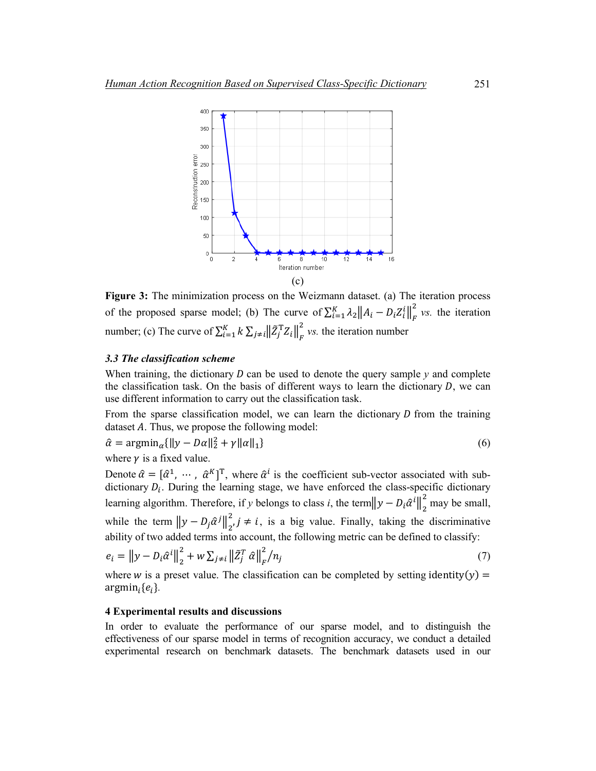(c)

**Figure 3:** The minimization process on the Weizmann dataset. (a) The iteration process of the proposed sparse model; (b) The curve of $\sum_{i=1}^{K} \lambda_2 \left\| A_i - D_i Z_i^i \right\|_F^2$ *vs.* the iteration number; (c) The curve of $\sum_{i=1}^{K} k \sum_{j \neq i} \left\| \tilde{Z}_j^{\mathrm{T}} Z_i \right\|_F^2$ *vs.* the iteration number

### *3.3 The classification scheme*

When training, the dictionary $D$ can be used to denote the query sample $y$ and complete the classification task. On the basis of different ways to learn the dictionary $D$, we can use different information to carry out the classification task.

From the sparse classification model, we can learn the dictionary $D$ from the training dataset $A$. Thus, we propose the following model:

$$\hat{\alpha} = \mathrm{argmin}_{\alpha} \{ \| y - D\alpha \|_2^2 + \gamma \| \alpha \|_1 \} \tag{6}$$

where $\gamma$ is a fixed value.

Denote $\hat{\alpha} = [\hat{\alpha}^1, \cdots, \hat{\alpha}^K]^{\mathrm{T}}$, where $\hat{\alpha}^i$ is the coefficient sub-vector associated with sub-dictionary $D_i$. During the learning stage, we have enforced the class-specific dictionary learning algorithm. Therefore, if $y$ belongs to class $i$, the term $\left\| y - D_i \hat{\alpha}^i \right\|_2^2$ may be small, while the term $\left\| y - D_j \hat{\alpha}^j \right\|_2^2, j \neq i$, is a big value. Finally, taking the discriminative ability of two added terms into account, the following metric can be defined to classify:

$$e_i = \left\| y - D_i \hat{\alpha}^i \right\|_2^2 + w \sum_{j \neq i} \left\| \tilde{Z}_j^T \, \hat{\alpha} \right\|_F^2 / n_j \tag{7}$$

where $w$ is a preset value. The classification can be completed by setting $\mathrm{identity}(y) = \mathrm{argmin}_i \{ e_i \}$.

## 4 Experimental results and discussions

In order to evaluate the performance of our sparse model, and to distinguish the effectiveness of our sparse model in terms of recognition accuracy, we conduct a detailed experimental research on benchmark datasets. The benchmark datasets used in our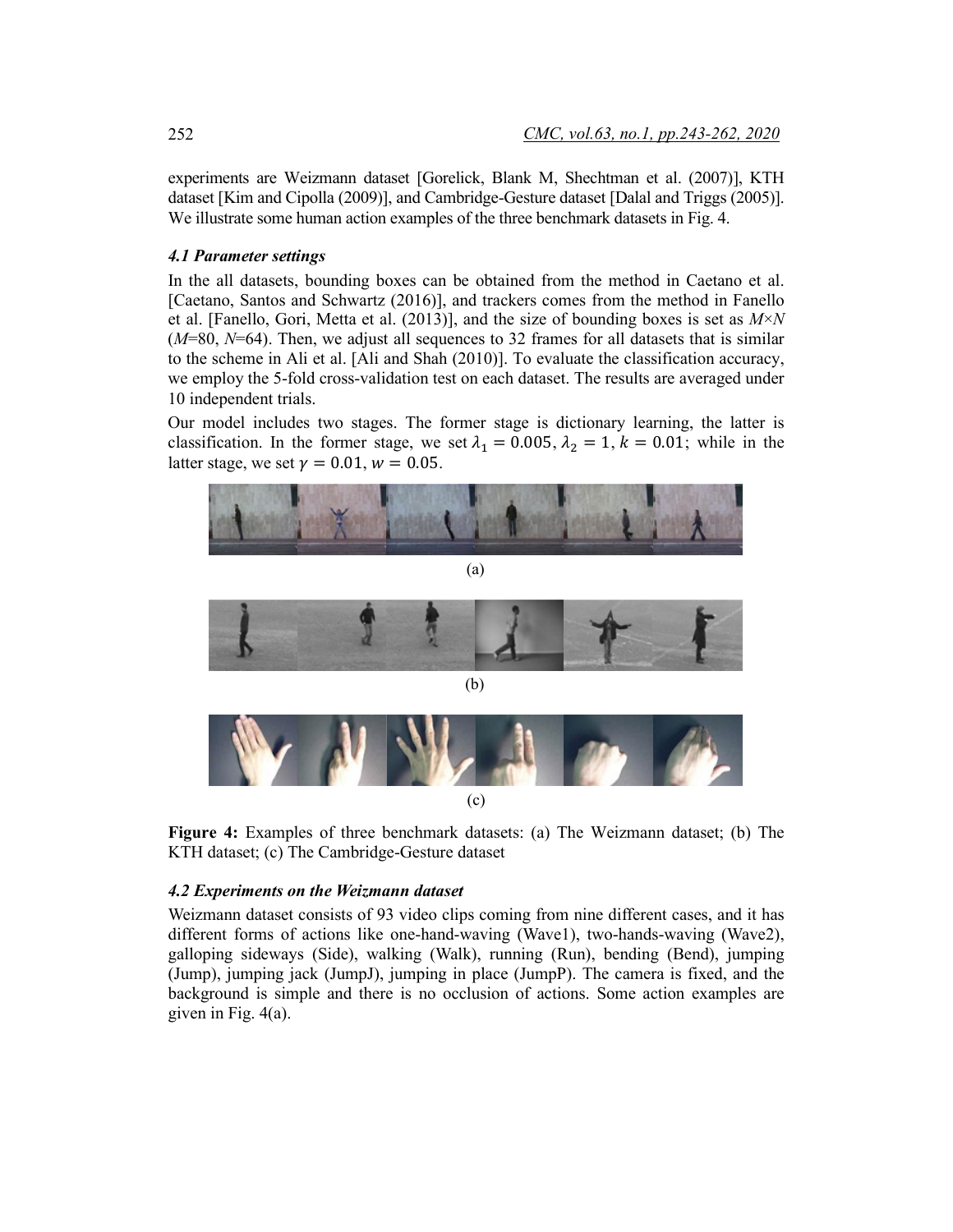experiments are Weizmann dataset [Gorelick, Blank M, Shechtman et al. (2007)], KTH dataset [Kim and Cipolla (2009)], and Cambridge-Gesture dataset [Dalal and Triggs (2005)]. We illustrate some human action examples of the three benchmark datasets in Fig. 4.

### *4.1 Parameter settings*

In the all datasets, bounding boxes can be obtained from the method in Caetano et al. [Caetano, Santos and Schwartz (2016)], and trackers comes from the method in Fanello et al. [Fanello, Gori, Metta et al. (2013)], and the size of bounding boxes is set as $M \times N$ ($M$=80, $N$=64). Then, we adjust all sequences to 32 frames for all datasets that is similar to the scheme in Ali et al. [Ali and Shah (2010)]. To evaluate the classification accuracy, we employ the 5-fold cross-validation test on each dataset. The results are averaged under 10 independent trials.

Our model includes two stages. The former stage is dictionary learning, the latter is classification. In the former stage, we set $\lambda_1 = 0.005$, $\lambda_2 = 1$, $k = 0.01$; while in the latter stage, we set $\gamma = 0.01$, $w = 0.05$.

(a)

(b)

(c)

**Figure 4:** Examples of three benchmark datasets: (a) The Weizmann dataset; (b) The KTH dataset; (c) The Cambridge-Gesture dataset

### *4.2 Experiments on the Weizmann dataset*

Weizmann dataset consists of 93 video clips coming from nine different cases, and it has different forms of actions like one-hand-waving (Wave1), two-hands-waving (Wave2), galloping sideways (Side), walking (Walk), running (Run), bending (Bend), jumping (Jump), jumping jack (JumpJ), jumping in place (JumpP). The camera is fixed, and the background is simple and there is no occlusion of actions. Some action examples are given in Fig. 4(a).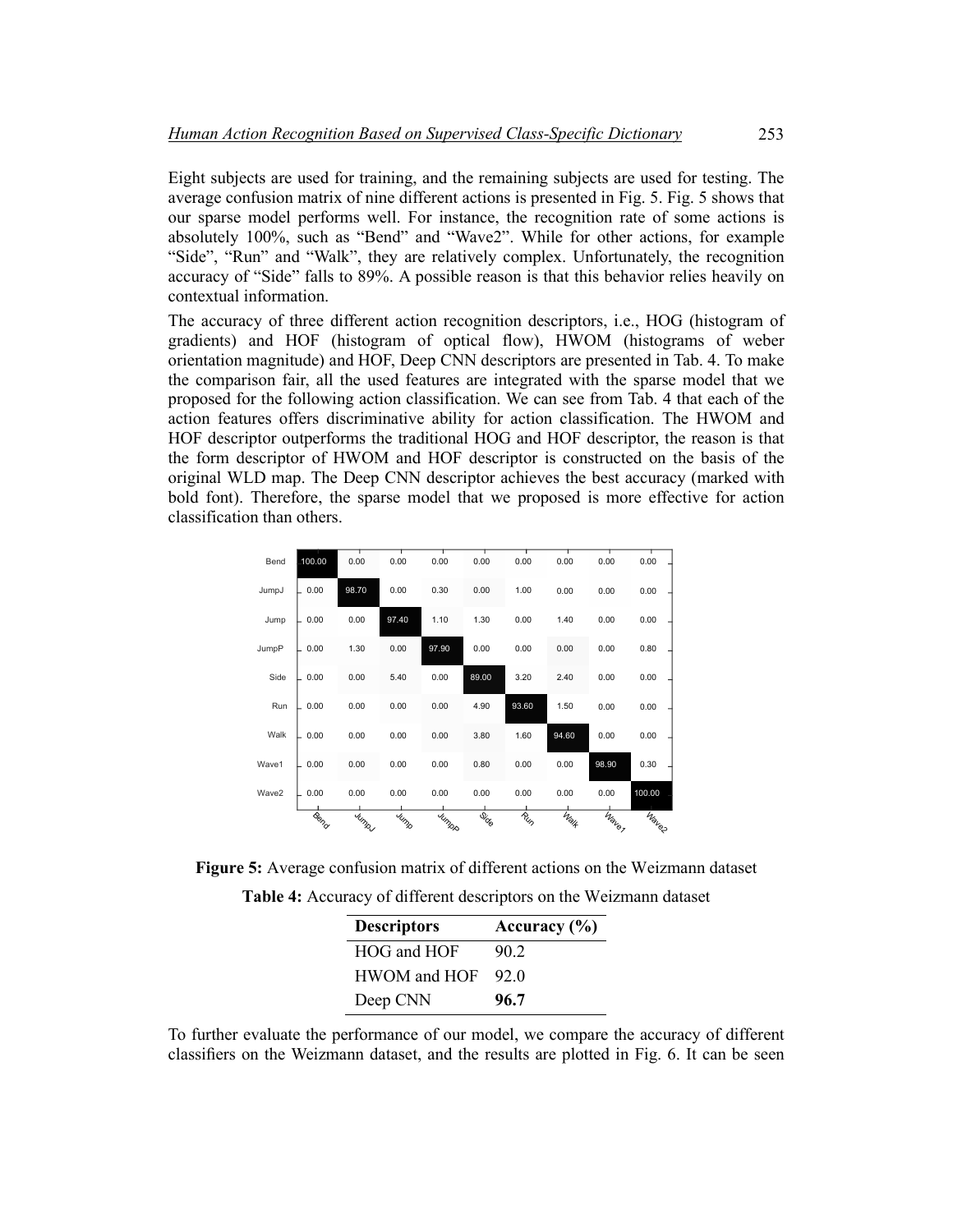Eight subjects are used for training, and the remaining subjects are used for testing. The average confusion matrix of nine different actions is presented in Fig. 5. Fig. 5 shows that our sparse model performs well. For instance, the recognition rate of some actions is absolutely 100%, such as "Bend" and "Wave2". While for other actions, for example "Side", "Run" and "Walk", they are relatively complex. Unfortunately, the recognition accuracy of "Side" falls to 89%. A possible reason is that this behavior relies heavily on contextual information.

The accuracy of three different action recognition descriptors, i.e., HOG (histogram of gradients) and HOF (histogram of optical flow), HWOM (histograms of weber orientation magnitude) and HOF, Deep CNN descriptors are presented in Tab. 4. To make the comparison fair, all the used features are integrated with the sparse model that we proposed for the following action classification. We can see from Tab. 4 that each of the action features offers discriminative ability for action classification. The HWOM and HOF descriptor outperforms the traditional HOG and HOF descriptor, the reason is that the form descriptor of HWOM and HOF descriptor is constructed on the basis of the original WLD map. The Deep CNN descriptor achieves the best accuracy (marked with bold font). Therefore, the sparse model that we proposed is more effective for action classification than others.

| | Bend | JumpJ | Jump | JumpP | Side | Run | Walk | Wave1 | Wave2 |
|---|---|---|---|---|---|---|---|---|---|
| Bend | 100.00 | 0.00 | 0.00 | 0.00 | 0.00 | 0.00 | 0.00 | 0.00 | 0.00 |
| JumpJ | 0.00 | 98.70 | 0.00 | 0.30 | 0.00 | 1.00 | 0.00 | 0.00 | 0.00 |
| Jump | 0.00 | 0.00 | 97.40 | 1.10 | 1.30 | 0.00 | 1.40 | 0.00 | 0.00 |
| JumpP | 0.00 | 1.30 | 0.00 | 97.90 | 0.00 | 0.00 | 0.00 | 0.00 | 0.80 |
| Side | 0.00 | 0.00 | 5.40 | 0.00 | 89.00 | 3.20 | 2.40 | 0.00 | 0.00 |
| Run | 0.00 | 0.00 | 0.00 | 0.00 | 4.90 | 93.60 | 1.50 | 0.00 | 0.00 |
| Walk | 0.00 | 0.00 | 0.00 | 0.00 | 3.80 | 1.60 | 94.60 | 0.00 | 0.00 |
| Wave1 | 0.00 | 0.00 | 0.00 | 0.00 | 0.80 | 0.00 | 0.00 | 98.90 | 0.30 |
| Wave2 | 0.00 | 0.00 | 0.00 | 0.00 | 0.00 | 0.00 | 0.00 | 0.00 | 100.00 |

**Figure 5:** Average confusion matrix of different actions on the Weizmann dataset

**Table 4:** Accuracy of different descriptors on the Weizmann dataset

| Descriptors | Accuracy (%) |
|---|---|
| HOG and HOF | 90.2 |
| HWOM and HOF | 92.0 |
| Deep CNN | **96.7** |

To further evaluate the performance of our model, we compare the accuracy of different classifiers on the Weizmann dataset, and the results are plotted in Fig. 6. It can be seen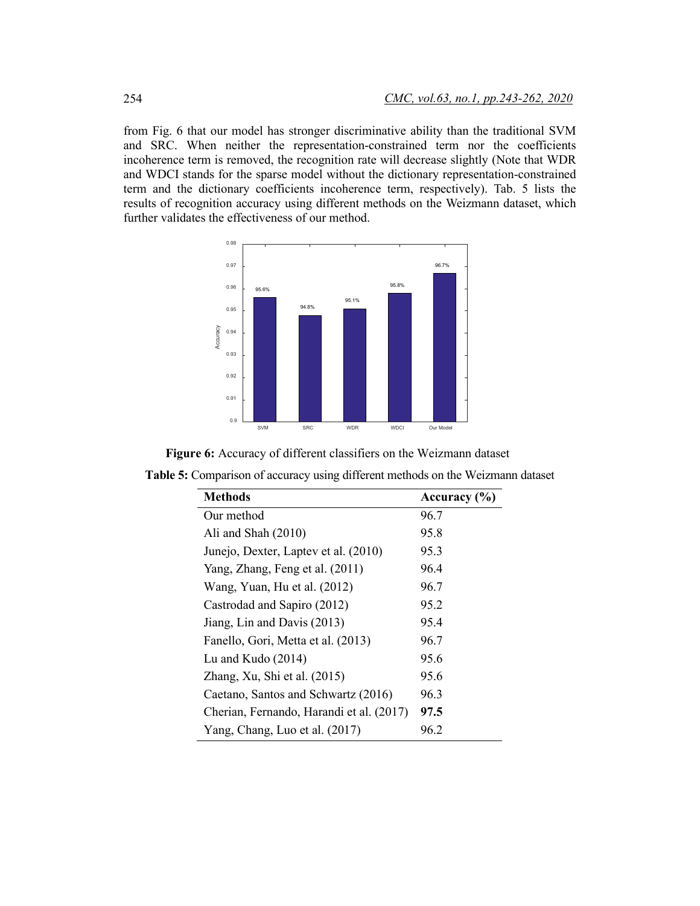from Fig. 6 that our model has stronger discriminative ability than the traditional SVM and SRC. When neither the representation-constrained term nor the coefficients incoherence term is removed, the recognition rate will decrease slightly (Note that WDR and WDCI stands for the sparse model without the dictionary representation-constrained term and the dictionary coefficients incoherence term, respectively). Tab. 5 lists the results of recognition accuracy using different methods on the Weizmann dataset, which further validates the effectiveness of our method.

**Figure 6:** Accuracy of different classifiers on the Weizmann dataset

**Table 5:** Comparison of accuracy using different methods on the Weizmann dataset

| Methods | Accuracy (%) |
|---|---|
| Our method | 96.7 |
| Ali and Shah (2010) | 95.8 |
| Junejo, Dexter, Laptev et al. (2010) | 95.3 |
| Yang, Zhang, Feng et al. (2011) | 96.4 |
| Wang, Yuan, Hu et al. (2012) | 96.7 |
| Castrodad and Sapiro (2012) | 95.2 |
| Jiang, Lin and Davis (2013) | 95.4 |
| Fanello, Gori, Metta et al. (2013) | 96.7 |
| Lu and Kudo (2014) | 95.6 |
| Zhang, Xu, Shi et al. (2015) | 95.6 |
| Caetano, Santos and Schwartz (2016) | 96.3 |
| Cherian, Fernando, Harandi et al. (2017) | **97.5** |
| Yang, Chang, Luo et al. (2017) | 96.2 |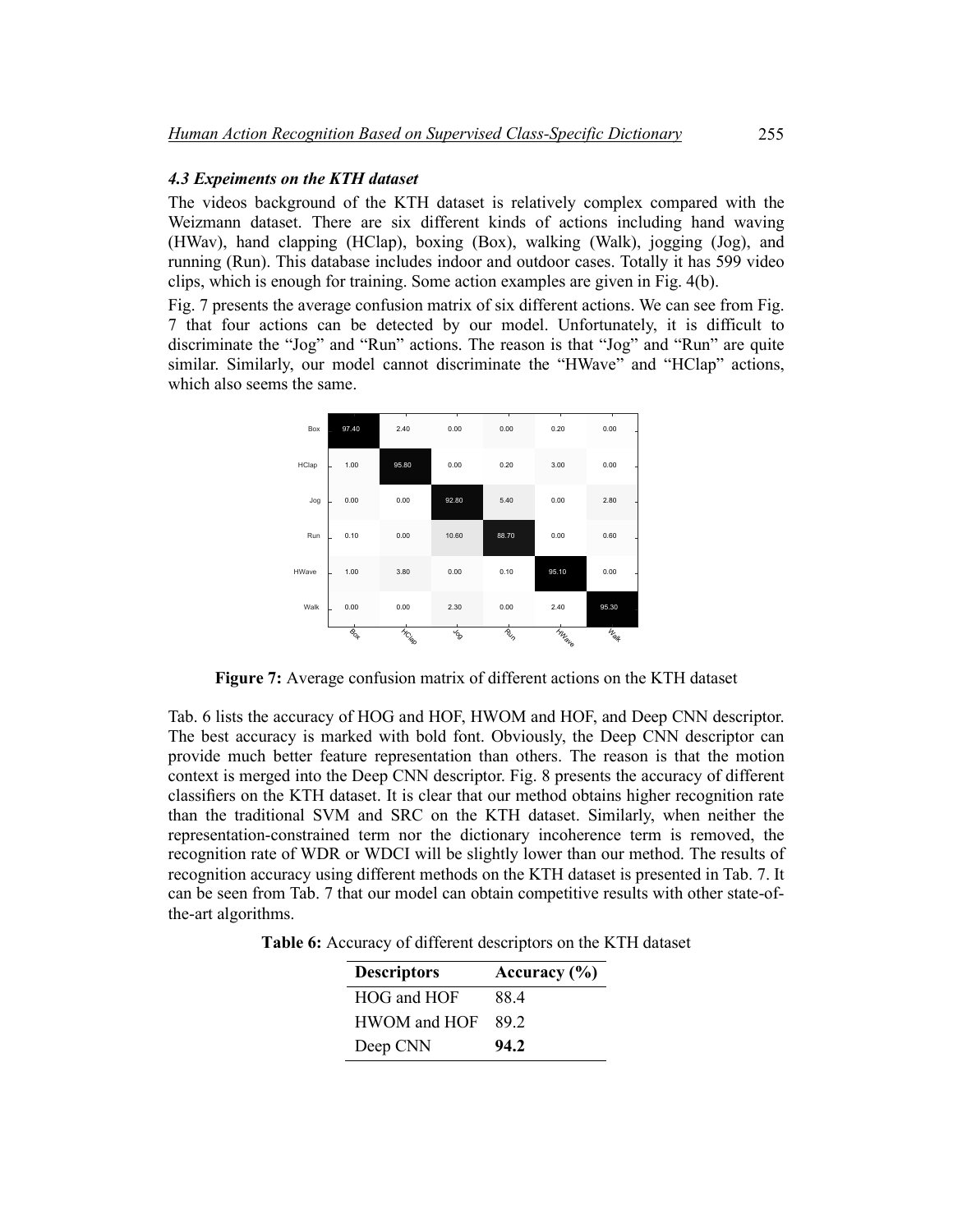### *4.3 Expeiments on the KTH dataset*

The videos background of the KTH dataset is relatively complex compared with the Weizmann dataset. There are six different kinds of actions including hand waving (HWav), hand clapping (HClap), boxing (Box), walking (Walk), jogging (Jog), and running (Run). This database includes indoor and outdoor cases. Totally it has 599 video clips, which is enough for training. Some action examples are given in Fig. 4(b).

Fig. 7 presents the average confusion matrix of six different actions. We can see from Fig. 7 that four actions can be detected by our model. Unfortunately, it is difficult to discriminate the "Jog" and "Run" actions. The reason is that "Jog" and "Run" are quite similar. Similarly, our model cannot discriminate the "HWave" and "HClap" actions, which also seems the same.

| | Box | HClap | Jog | Run | HWave | Walk |
|---|---|---|---|---|---|---|
| Box | 97.40 | 2.40 | 0.00 | 0.00 | 0.20 | 0.00 |
| HClap | 1.00 | 95.80 | 0.00 | 0.20 | 3.00 | 0.00 |
| Jog | 0.00 | 0.00 | 92.80 | 5.40 | 0.00 | 2.80 |
| Run | 0.10 | 0.00 | 10.60 | 88.70 | 0.00 | 0.60 |
| HWave | 1.00 | 3.80 | 0.00 | 0.10 | 95.10 | 0.00 |
| Walk | 0.00 | 0.00 | 2.30 | 0.00 | 2.40 | 95.30 |

**Figure 7:** Average confusion matrix of different actions on the KTH dataset

Tab. 6 lists the accuracy of HOG and HOF, HWOM and HOF, and Deep CNN descriptor. The best accuracy is marked with bold font. Obviously, the Deep CNN descriptor can provide much better feature representation than others. The reason is that the motion context is merged into the Deep CNN descriptor. Fig. 8 presents the accuracy of different classifiers on the KTH dataset. It is clear that our method obtains higher recognition rate than the traditional SVM and SRC on the KTH dataset. Similarly, when neither the representation-constrained term nor the dictionary incoherence term is removed, the recognition rate of WDR or WDCI will be slightly lower than our method. The results of recognition accuracy using different methods on the KTH dataset is presented in Tab. 7. It can be seen from Tab. 7 that our model can obtain competitive results with other state-of-the-art algorithms.

**Table 6:** Accuracy of different descriptors on the KTH dataset

| Descriptors | Accuracy (%) |
|---|---|
| HOG and HOF | 88.4 |
| HWOM and HOF | 89.2 |
| Deep CNN | **94.2** |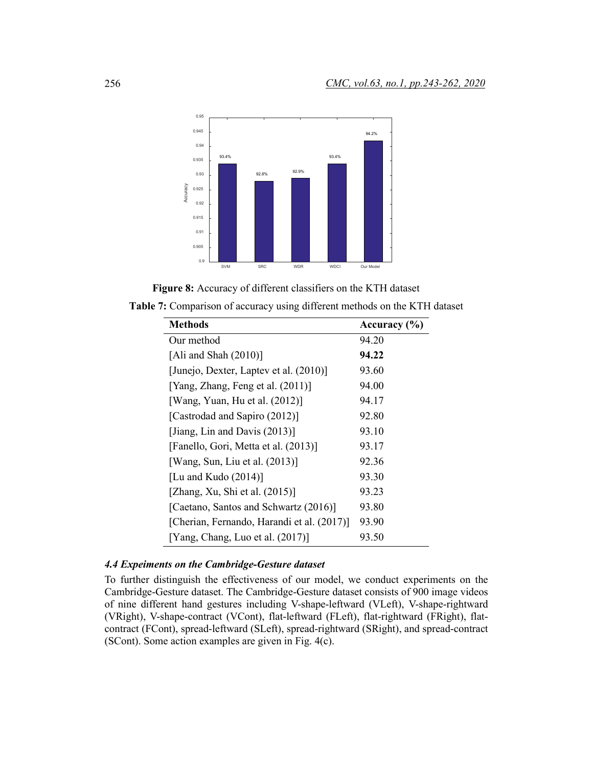**Figure 8:** Accuracy of different classifiers on the KTH dataset

**Table 7:** Comparison of accuracy using different methods on the KTH dataset

| Methods | Accuracy (%) |
| --- | --- |
| Our method | 94.20 |
| [Ali and Shah (2010)] | **94.22** |
| [Junejo, Dexter, Laptev et al. (2010)] | 93.60 |
| [Yang, Zhang, Feng et al. (2011)] | 94.00 |
| [Wang, Yuan, Hu et al. (2012)] | 94.17 |
| [Castrodad and Sapiro (2012)] | 92.80 |
| [Jiang, Lin and Davis (2013)] | 93.10 |
| [Fanello, Gori, Metta et al. (2013)] | 93.17 |
| [Wang, Sun, Liu et al. (2013)] | 92.36 |
| [Lu and Kudo (2014)] | 93.30 |
| [Zhang, Xu, Shi et al. (2015)] | 93.23 |
| [Caetano, Santos and Schwartz (2016)] | 93.80 |
| [Cherian, Fernando, Harandi et al. (2017)] | 93.90 |
| [Yang, Chang, Luo et al. (2017)] | 93.50 |

### *4.4 Expeiments on the Cambridge-Gesture dataset*

To further distinguish the effectiveness of our model, we conduct experiments on the Cambridge-Gesture dataset. The Cambridge-Gesture dataset consists of 900 image videos of nine different hand gestures including V-shape-leftward (VLeft), V-shape-rightward (VRight), V-shape-contract (VCont), flat-leftward (FLeft), flat-rightward (FRight), flat-contract (FCont), spread-leftward (SLeft), spread-rightward (SRight), and spread-contract (SCont). Some action examples are given in Fig. 4(c).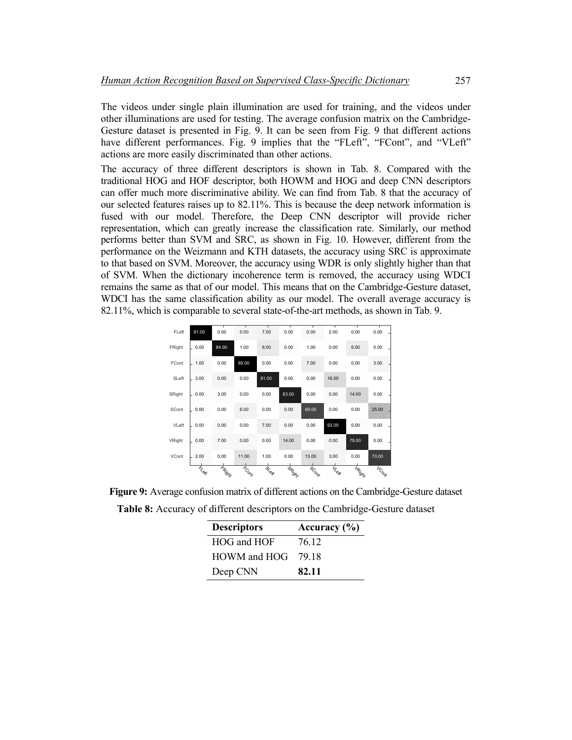The videos under single plain illumination are used for training, and the videos under other illuminations are used for testing. The average confusion matrix on the Cambridge-Gesture dataset is presented in Fig. 9. It can be seen from Fig. 9 that different actions have different performances. Fig. 9 implies that the "FLeft", "FCont", and "VLeft" actions are more easily discriminated than other actions.

The accuracy of three different descriptors is shown in Tab. 8. Compared with the traditional HOG and HOF descriptor, both HOWM and HOG and deep CNN descriptors can offer much more discriminative ability. We can find from Tab. 8 that the accuracy of our selected features raises up to 82.11%. This is because the deep network information is fused with our model. Therefore, the Deep CNN descriptor will provide richer representation, which can greatly increase the classification rate. Similarly, our method performs better than SVM and SRC, as shown in Fig. 10. However, different from the performance on the Weizmann and KTH datasets, the accuracy using SRC is approximate to that based on SVM. Moreover, the accuracy using WDR is only slightly higher than that of SVM. When the dictionary incoherence term is removed, the accuracy using WDCI remains the same as that of our model. This means that on the Cambridge-Gesture dataset, WDCI has the same classification ability as our model. The overall average accuracy is 82.11%, which is comparable to several state-of-the-art methods, as shown in Tab. 9.

| | FLeft | FRight | FCont | SLeft | SRight | SCont | VLeft | VRight | VCont |
|---|---|---|---|---|---|---|---|---|---|
| FLeft | 91.00 | 0.00 | 0.00 | 7.00 | 0.00 | 0.00 | 2.00 | 0.00 | 0.00 |
| FRight | 0.00 | 84.00 | 1.00 | 8.00 | 0.00 | 1.00 | 0.00 | 6.00 | 0.00 |
| FCont | 1.00 | 0.00 | 89.00 | 0.00 | 0.00 | 7.00 | 0.00 | 0.00 | 3.00 |
| SLeft | 3.00 | 0.00 | 0.00 | 81.00 | 0.00 | 0.00 | 16.00 | 0.00 | 0.00 |
| SRight | 0.00 | 3.00 | 0.00 | 0.00 | 83.00 | 0.00 | 0.00 | 14.00 | 0.00 |
| SCont | 0.00 | 0.00 | 6.00 | 0.00 | 0.00 | 69.00 | 0.00 | 0.00 | 25.00 |
| VLeft | 0.00 | 0.00 | 0.00 | 7.00 | 0.00 | 0.00 | 93.00 | 0.00 | 0.00 |
| VRight | 0.00 | 7.00 | 0.00 | 0.00 | 14.00 | 0.00 | 0.00 | 79.00 | 0.00 |
| VCont | 2.00 | 0.00 | 11.00 | 1.00 | 0.00 | 13.00 | 3.00 | 0.00 | 70.00 |

**Figure 9:** Average confusion matrix of different actions on the Cambridge-Gesture dataset

**Table 8:** Accuracy of different descriptors on the Cambridge-Gesture dataset

| Descriptors | Accuracy (%) |
|---|---|
| HOG and HOF | 76.12 |
| HOWM and HOG | 79.18 |
| Deep CNN | **82.11** |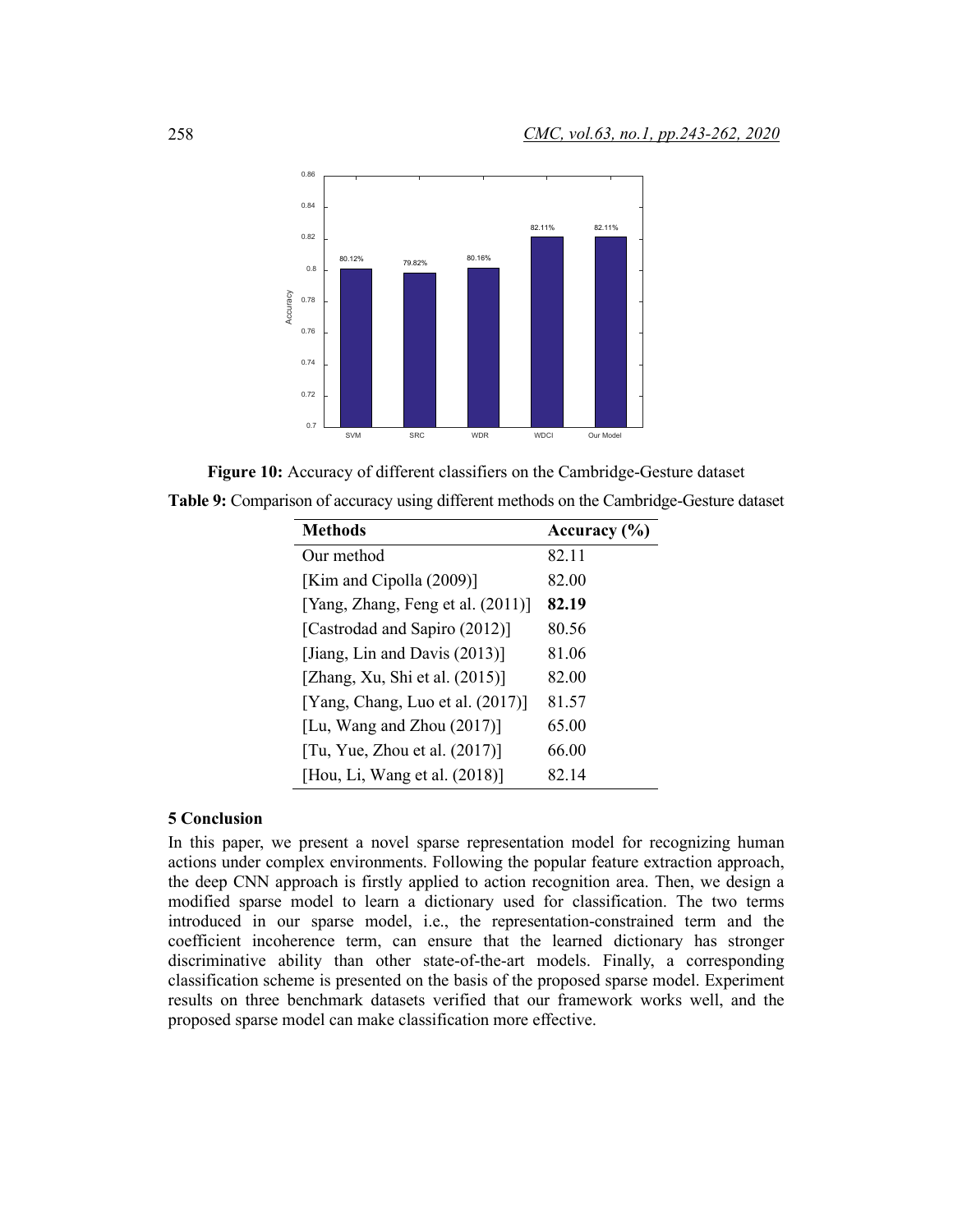**Figure 10:** Accuracy of different classifiers on the Cambridge-Gesture dataset

**Table 9:** Comparison of accuracy using different methods on the Cambridge-Gesture dataset

| Methods | Accuracy (%) |
| --- | --- |
| Our method | 82.11 |
| [Kim and Cipolla (2009)] | 82.00 |
| [Yang, Zhang, Feng et al. (2011)] | **82.19** |
| [Castrodad and Sapiro (2012)] | 80.56 |
| [Jiang, Lin and Davis (2013)] | 81.06 |
| [Zhang, Xu, Shi et al. (2015)] | 82.00 |
| [Yang, Chang, Luo et al. (2017)] | 81.57 |
| [Lu, Wang and Zhou (2017)] | 65.00 |
| [Tu, Yue, Zhou et al. (2017)] | 66.00 |
| [Hou, Li, Wang et al. (2018)] | 82.14 |

## 5 Conclusion

In this paper, we present a novel sparse representation model for recognizing human actions under complex environments. Following the popular feature extraction approach, the deep CNN approach is firstly applied to action recognition area. Then, we design a modified sparse model to learn a dictionary used for classification. The two terms introduced in our sparse model, i.e., the representation-constrained term and the coefficient incoherence term, can ensure that the learned dictionary has stronger discriminative ability than other state-of-the-art models. Finally, a corresponding classification scheme is presented on the basis of the proposed sparse model. Experiment results on three benchmark datasets verified that our framework works well, and the proposed sparse model can make classification more effective.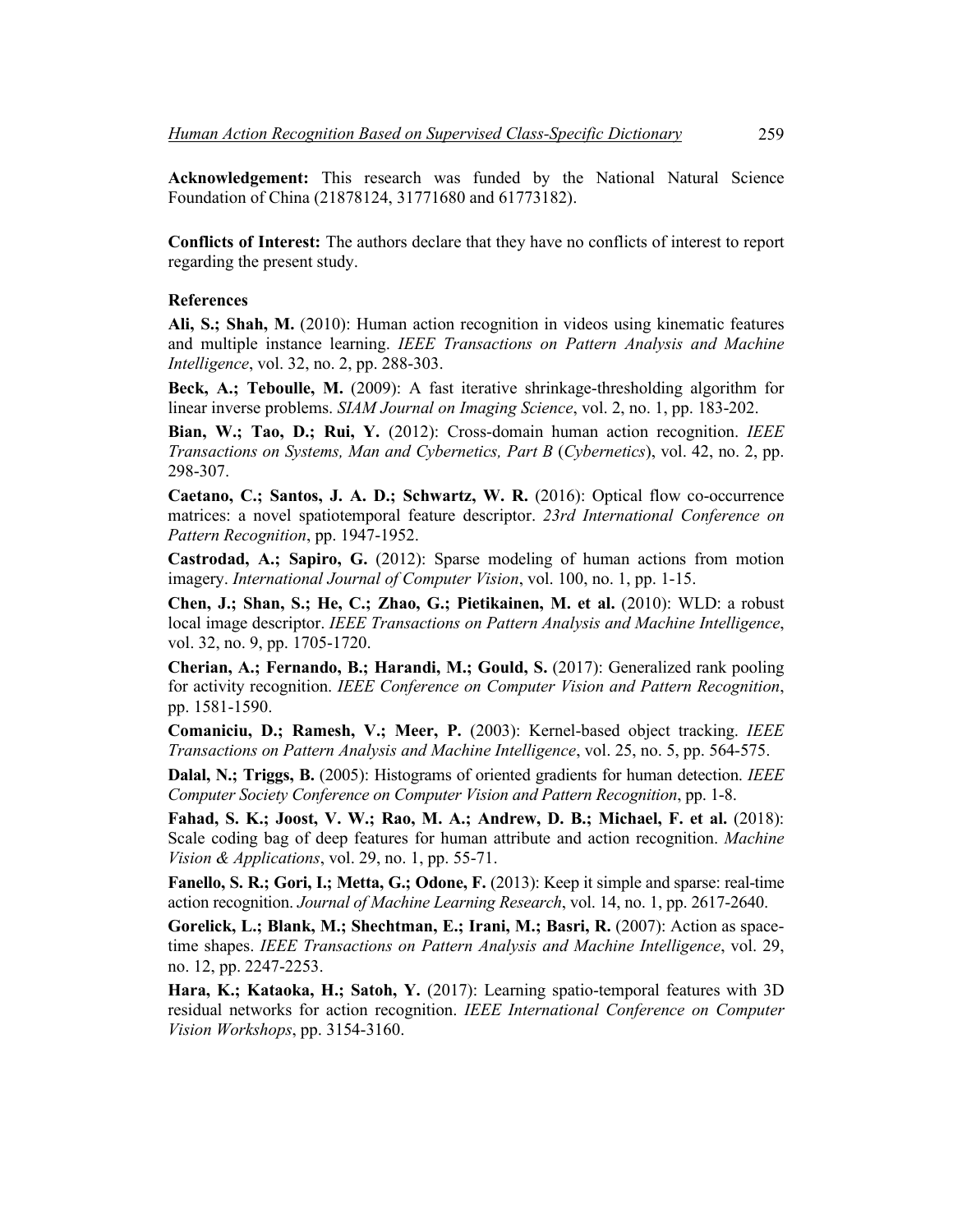**Acknowledgement:** This research was funded by the National Natural Science Foundation of China (21878124, 31771680 and 61773182).

**Conflicts of Interest:** The authors declare that they have no conflicts of interest to report regarding the present study.

**References**

**Ali, S.; Shah, M.** (2010): Human action recognition in videos using kinematic features and multiple instance learning. *IEEE Transactions on Pattern Analysis and Machine Intelligence*, vol. 32, no. 2, pp. 288-303.

**Beck, A.; Teboulle, M.** (2009): A fast iterative shrinkage-thresholding algorithm for linear inverse problems. *SIAM Journal on Imaging Science*, vol. 2, no. 1, pp. 183-202.

**Bian, W.; Tao, D.; Rui, Y.** (2012): Cross-domain human action recognition. *IEEE Transactions on Systems, Man and Cybernetics, Part B* (*Cybernetics*), vol. 42, no. 2, pp. 298-307.

**Caetano, C.; Santos, J. A. D.; Schwartz, W. R.** (2016): Optical flow co-occurrence matrices: a novel spatiotemporal feature descriptor. *23rd International Conference on Pattern Recognition*, pp. 1947-1952.

**Castrodad, A.; Sapiro, G.** (2012): Sparse modeling of human actions from motion imagery. *International Journal of Computer Vision*, vol. 100, no. 1, pp. 1-15.

**Chen, J.; Shan, S.; He, C.; Zhao, G.; Pietikainen, M. et al.** (2010): WLD: a robust local image descriptor. *IEEE Transactions on Pattern Analysis and Machine Intelligence*, vol. 32, no. 9, pp. 1705-1720.

**Cherian, A.; Fernando, B.; Harandi, M.; Gould, S.** (2017): Generalized rank pooling for activity recognition. *IEEE Conference on Computer Vision and Pattern Recognition*, pp. 1581-1590.

**Comaniciu, D.; Ramesh, V.; Meer, P.** (2003): Kernel-based object tracking. *IEEE Transactions on Pattern Analysis and Machine Intelligence*, vol. 25, no. 5, pp. 564-575.

**Dalal, N.; Triggs, B.** (2005): Histograms of oriented gradients for human detection. *IEEE Computer Society Conference on Computer Vision and Pattern Recognition*, pp. 1-8.

**Fahad, S. K.; Joost, V. W.; Rao, M. A.; Andrew, D. B.; Michael, F. et al.** (2018): Scale coding bag of deep features for human attribute and action recognition. *Machine Vision & Applications*, vol. 29, no. 1, pp. 55-71.

**Fanello, S. R.; Gori, I.; Metta, G.; Odone, F.** (2013): Keep it simple and sparse: real-time action recognition. *Journal of Machine Learning Research*, vol. 14, no. 1, pp. 2617-2640.

**Gorelick, L.; Blank, M.; Shechtman, E.; Irani, M.; Basri, R.** (2007): Action as space-time shapes. *IEEE Transactions on Pattern Analysis and Machine Intelligence*, vol. 29, no. 12, pp. 2247-2253.

**Hara, K.; Kataoka, H.; Satoh, Y.** (2017): Learning spatio-temporal features with 3D residual networks for action recognition. *IEEE International Conference on Computer Vision Workshops*, pp. 3154-3160.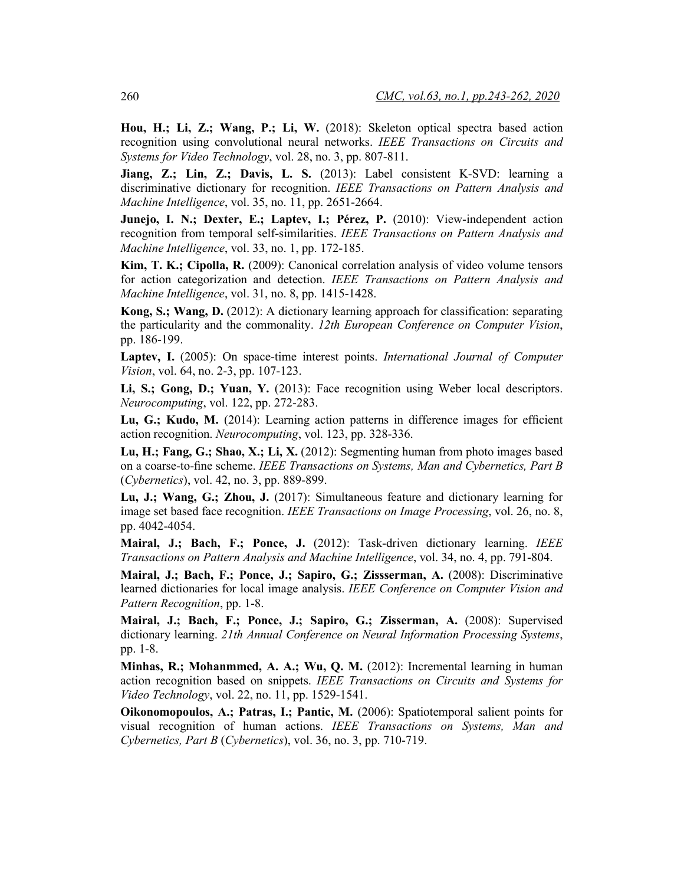**Hou, H.; Li, Z.; Wang, P.; Li, W.** (2018): Skeleton optical spectra based action recognition using convolutional neural networks. *IEEE Transactions on Circuits and Systems for Video Technology*, vol. 28, no. 3, pp. 807-811.

**Jiang, Z.; Lin, Z.; Davis, L. S.** (2013): Label consistent K-SVD: learning a discriminative dictionary for recognition. *IEEE Transactions on Pattern Analysis and Machine Intelligence*, vol. 35, no. 11, pp. 2651-2664.

**Junejo, I. N.; Dexter, E.; Laptev, I.; Pérez, P.** (2010): View-independent action recognition from temporal self-similarities. *IEEE Transactions on Pattern Analysis and Machine Intelligence*, vol. 33, no. 1, pp. 172-185.

**Kim, T. K.; Cipolla, R.** (2009): Canonical correlation analysis of video volume tensors for action categorization and detection. *IEEE Transactions on Pattern Analysis and Machine Intelligence*, vol. 31, no. 8, pp. 1415-1428.

**Kong, S.; Wang, D.** (2012): A dictionary learning approach for classification: separating the particularity and the commonality. *12th European Conference on Computer Vision*, pp. 186-199.

**Laptev, I.** (2005): On space-time interest points. *International Journal of Computer Vision*, vol. 64, no. 2-3, pp. 107-123.

**Li, S.; Gong, D.; Yuan, Y.** (2013): Face recognition using Weber local descriptors. *Neurocomputing*, vol. 122, pp. 272-283.

**Lu, G.; Kudo, M.** (2014): Learning action patterns in difference images for efficient action recognition. *Neurocomputing*, vol. 123, pp. 328-336.

**Lu, H.; Fang, G.; Shao, X.; Li, X.** (2012): Segmenting human from photo images based on a coarse-to-fine scheme. *IEEE Transactions on Systems, Man and Cybernetics, Part B* (*Cybernetics*), vol. 42, no. 3, pp. 889-899.

**Lu, J.; Wang, G.; Zhou, J.** (2017): Simultaneous feature and dictionary learning for image set based face recognition. *IEEE Transactions on Image Processing*, vol. 26, no. 8, pp. 4042-4054.

**Mairal, J.; Bach, F.; Ponce, J.** (2012): Task-driven dictionary learning. *IEEE Transactions on Pattern Analysis and Machine Intelligence*, vol. 34, no. 4, pp. 791-804.

**Mairal, J.; Bach, F.; Ponce, J.; Sapiro, G.; Zissserman, A.** (2008): Discriminative learned dictionaries for local image analysis. *IEEE Conference on Computer Vision and Pattern Recognition*, pp. 1-8.

**Mairal, J.; Bach, F.; Ponce, J.; Sapiro, G.; Zisserman, A.** (2008): Supervised dictionary learning. *21th Annual Conference on Neural Information Processing Systems*, pp. 1-8.

**Minhas, R.; Mohanmmed, A. A.; Wu, Q. M.** (2012): Incremental learning in human action recognition based on snippets. *IEEE Transactions on Circuits and Systems for Video Technology*, vol. 22, no. 11, pp. 1529-1541.

**Oikonomopoulos, A.; Patras, I.; Pantic, M.** (2006): Spatiotemporal salient points for visual recognition of human actions. *IEEE Transactions on Systems, Man and Cybernetics, Part B* (*Cybernetics*), vol. 36, no. 3, pp. 710-719.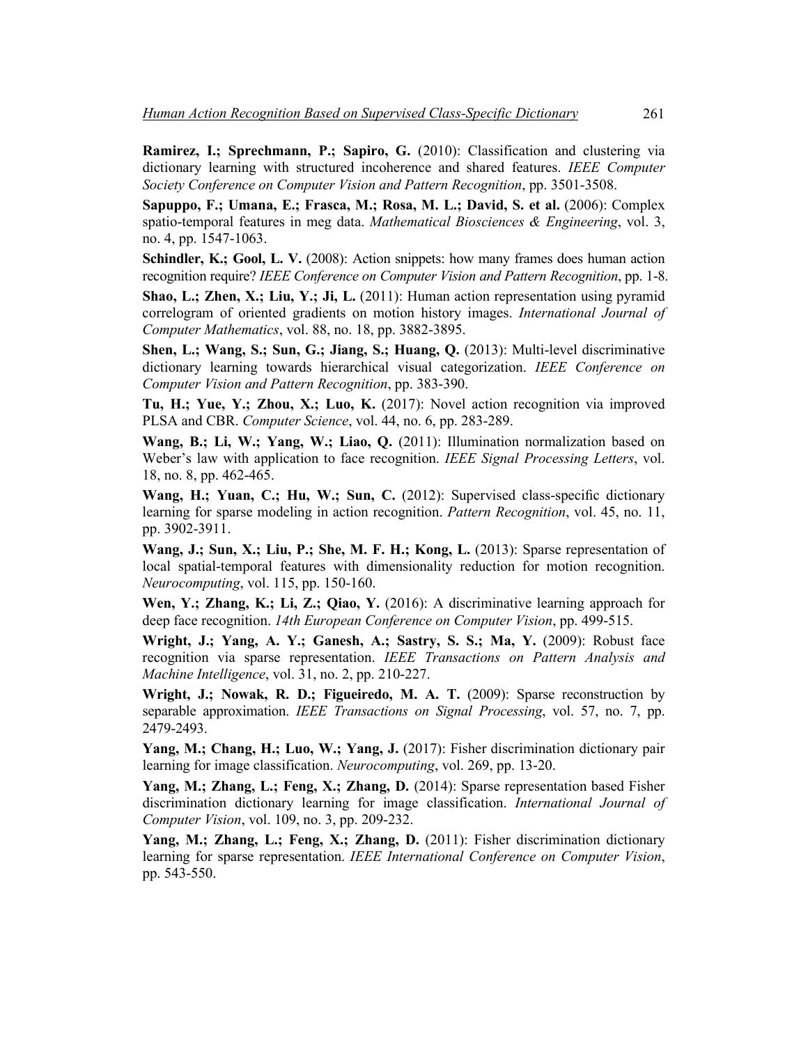**Ramirez, I.; Sprechmann, P.; Sapiro, G.** (2010): Classification and clustering via dictionary learning with structured incoherence and shared features. *IEEE Computer Society Conference on Computer Vision and Pattern Recognition*, pp. 3501-3508.

**Sapuppo, F.; Umana, E.; Frasca, M.; Rosa, M. L.; David, S. et al.** (2006): Complex spatio-temporal features in meg data. *Mathematical Biosciences & Engineering*, vol. 3, no. 4, pp. 1547-1063.

**Schindler, K.; Gool, L. V.** (2008): Action snippets: how many frames does human action recognition require? *IEEE Conference on Computer Vision and Pattern Recognition*, pp. 1-8.

**Shao, L.; Zhen, X.; Liu, Y.; Ji, L.** (2011): Human action representation using pyramid correlogram of oriented gradients on motion history images. *International Journal of Computer Mathematics*, vol. 88, no. 18, pp. 3882-3895.

**Shen, L.; Wang, S.; Sun, G.; Jiang, S.; Huang, Q.** (2013): Multi-level discriminative dictionary learning towards hierarchical visual categorization. *IEEE Conference on Computer Vision and Pattern Recognition*, pp. 383-390.

**Tu, H.; Yue, Y.; Zhou, X.; Luo, K.** (2017): Novel action recognition via improved PLSA and CBR. *Computer Science*, vol. 44, no. 6, pp. 283-289.

**Wang, B.; Li, W.; Yang, W.; Liao, Q.** (2011): Illumination normalization based on Weber's law with application to face recognition. *IEEE Signal Processing Letters*, vol. 18, no. 8, pp. 462-465.

**Wang, H.; Yuan, C.; Hu, W.; Sun, C.** (2012): Supervised class-specific dictionary learning for sparse modeling in action recognition. *Pattern Recognition*, vol. 45, no. 11, pp. 3902-3911.

**Wang, J.; Sun, X.; Liu, P.; She, M. F. H.; Kong, L.** (2013): Sparse representation of local spatial-temporal features with dimensionality reduction for motion recognition. *Neurocomputing*, vol. 115, pp. 150-160.

**Wen, Y.; Zhang, K.; Li, Z.; Qiao, Y.** (2016): A discriminative learning approach for deep face recognition. *14th European Conference on Computer Vision*, pp. 499-515.

**Wright, J.; Yang, A. Y.; Ganesh, A.; Sastry, S. S.; Ma, Y.** (2009): Robust face recognition via sparse representation. *IEEE Transactions on Pattern Analysis and Machine Intelligence*, vol. 31, no. 2, pp. 210-227.

**Wright, J.; Nowak, R. D.; Figueiredo, M. A. T.** (2009): Sparse reconstruction by separable approximation. *IEEE Transactions on Signal Processing*, vol. 57, no. 7, pp. 2479-2493.

**Yang, M.; Chang, H.; Luo, W.; Yang, J.** (2017): Fisher discrimination dictionary pair learning for image classification. *Neurocomputing*, vol. 269, pp. 13-20.

**Yang, M.; Zhang, L.; Feng, X.; Zhang, D.** (2014): Sparse representation based Fisher discrimination dictionary learning for image classification. *International Journal of Computer Vision*, vol. 109, no. 3, pp. 209-232.

**Yang, M.; Zhang, L.; Feng, X.; Zhang, D.** (2011): Fisher discrimination dictionary learning for sparse representation. *IEEE International Conference on Computer Vision*, pp. 543-550.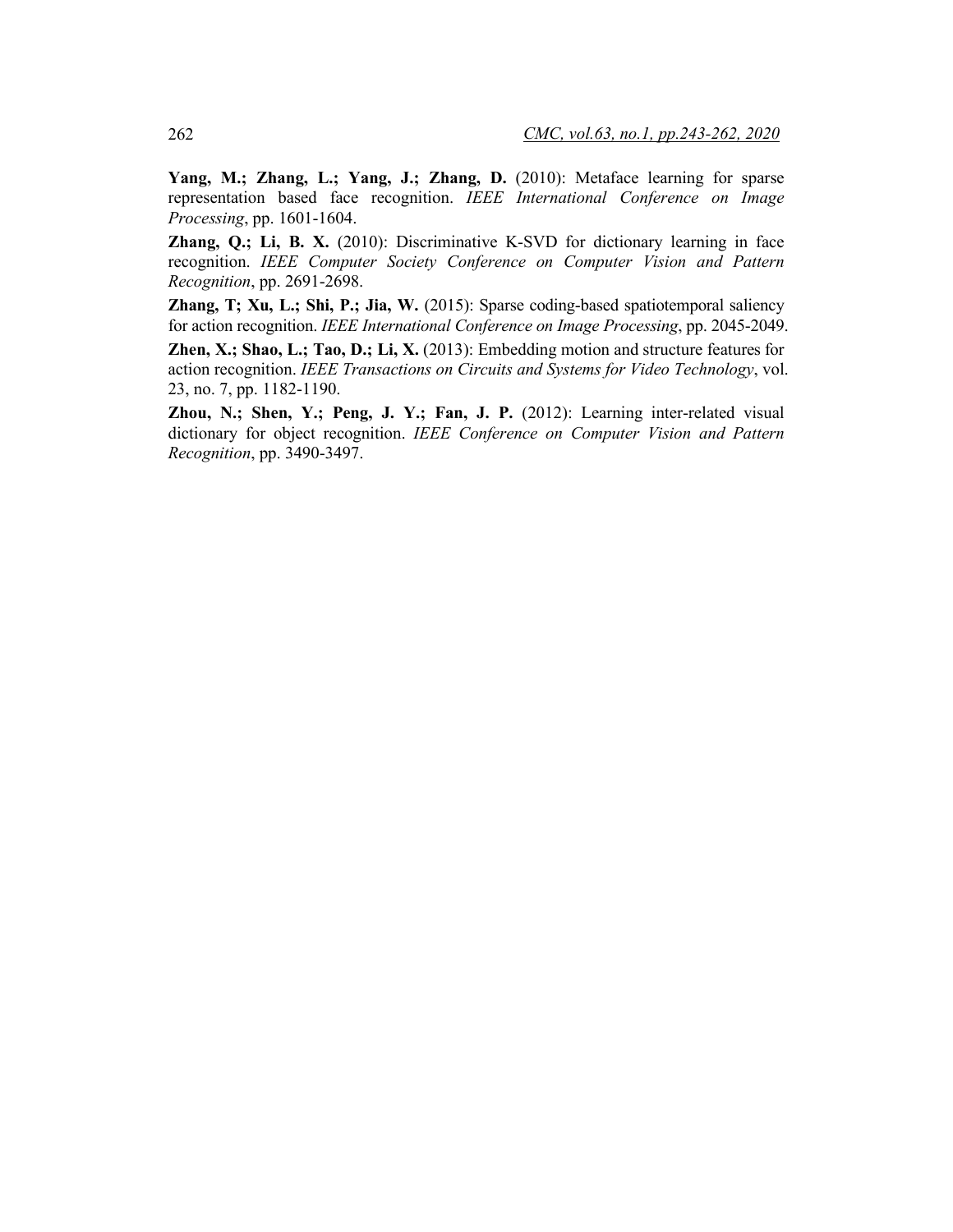**Yang, M.; Zhang, L.; Yang, J.; Zhang, D.** (2010): Metaface learning for sparse representation based face recognition. *IEEE International Conference on Image Processing*, pp. 1601-1604.

**Zhang, Q.; Li, B. X.** (2010): Discriminative K-SVD for dictionary learning in face recognition. *IEEE Computer Society Conference on Computer Vision and Pattern Recognition*, pp. 2691-2698.

**Zhang, T; Xu, L.; Shi, P.; Jia, W.** (2015): Sparse coding-based spatiotemporal saliency for action recognition. *IEEE International Conference on Image Processing*, pp. 2045-2049.

**Zhen, X.; Shao, L.; Tao, D.; Li, X.** (2013): Embedding motion and structure features for action recognition. *IEEE Transactions on Circuits and Systems for Video Technology*, vol. 23, no. 7, pp. 1182-1190.

**Zhou, N.; Shen, Y.; Peng, J. Y.; Fan, J. P.** (2012): Learning inter-related visual dictionary for object recognition. *IEEE Conference on Computer Vision and Pattern Recognition*, pp. 3490-3497.